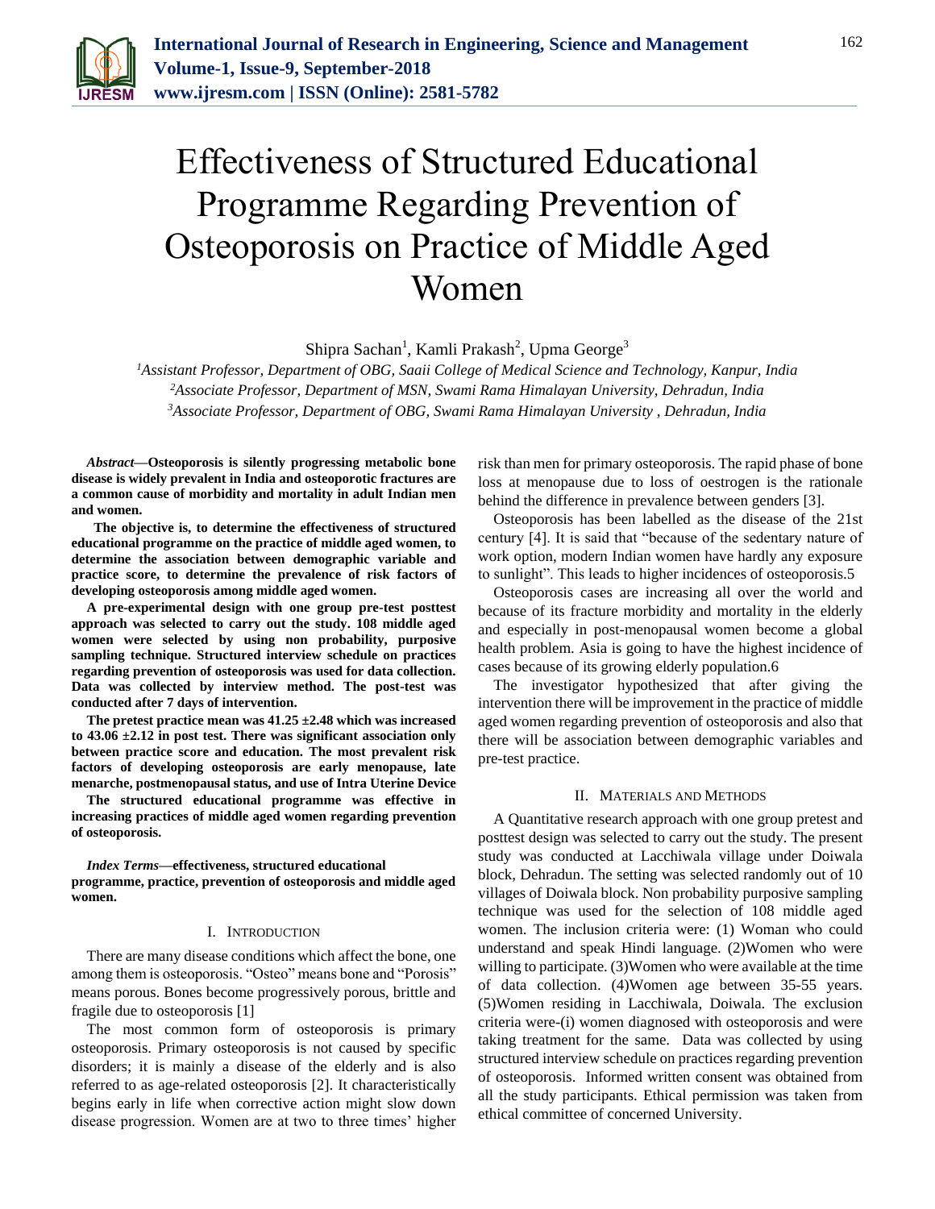# Effectiveness of Structured Educational Programme Regarding Prevention of Osteoporosis on Practice of Middle Aged Women

Shipra Sachan[1], Kamli Prakash[2], Upma George[3]

[1]*Assistant Professor, Department of OBG, Saaii College of Medical Science and Technology, Kanpur, India*
[2]*Associate Professor, Department of MSN, Swami Rama Himalayan University, Dehradun, India*
[3]*Associate Professor, Department of OBG, Swami Rama Himalayan University , Dehradun, India*

***Abstract*—Osteoporosis is silently progressing metabolic bone disease is widely prevalent in India and osteoporotic fractures are a common cause of morbidity and mortality in adult Indian men and women.**

**The objective is, to determine the effectiveness of structured educational programme on the practice of middle aged women, to determine the association between demographic variable and practice score, to determine the prevalence of risk factors of developing osteoporosis among middle aged women.**

**A pre-experimental design with one group pre-test posttest approach was selected to carry out the study. 108 middle aged women were selected by using non probability, purposive sampling technique. Structured interview schedule on practices regarding prevention of osteoporosis was used for data collection. Data was collected by interview method. The post-test was conducted after 7 days of intervention.**

**The pretest practice mean was 41.25 ±2.48 which was increased to 43.06 ±2.12 in post test. There was significant association only between practice score and education. The most prevalent risk factors of developing osteoporosis are early menopause, late menarche, postmenopausal status, and use of Intra Uterine Device**

**The structured educational programme was effective in increasing practices of middle aged women regarding prevention of osteoporosis.**

***Index Terms*—effectiveness, structured educational programme, practice, prevention of osteoporosis and middle aged women.**

## I. Introduction

There are many disease conditions which affect the bone, one among them is osteoporosis. "Osteo" means bone and "Porosis" means porous. Bones become progressively porous, brittle and fragile due to osteoporosis [1]

The most common form of osteoporosis is primary osteoporosis. Primary osteoporosis is not caused by specific disorders; it is mainly a disease of the elderly and is also referred to as age-related osteoporosis [2]. It characteristically begins early in life when corrective action might slow down disease progression. Women are at two to three times' higher risk than men for primary osteoporosis. The rapid phase of bone loss at menopause due to loss of oestrogen is the rationale behind the difference in prevalence between genders [3].

Osteoporosis has been labelled as the disease of the 21st century [4]. It is said that "because of the sedentary nature of work option, modern Indian women have hardly any exposure to sunlight". This leads to higher incidences of osteoporosis.5

Osteoporosis cases are increasing all over the world and because of its fracture morbidity and mortality in the elderly and especially in post-menopausal women become a global health problem. Asia is going to have the highest incidence of cases because of its growing elderly population.6

The investigator hypothesized that after giving the intervention there will be improvement in the practice of middle aged women regarding prevention of osteoporosis and also that there will be association between demographic variables and pre-test practice.

## II. Materials and Methods

A Quantitative research approach with one group pretest and posttest design was selected to carry out the study. The present study was conducted at Lacchiwala village under Doiwala block, Dehradun. The setting was selected randomly out of 10 villages of Doiwala block. Non probability purposive sampling technique was used for the selection of 108 middle aged women. The inclusion criteria were: (1) Woman who could understand and speak Hindi language. (2)Women who were willing to participate. (3)Women who were available at the time of data collection. (4)Women age between 35-55 years. (5)Women residing in Lacchiwala, Doiwala. The exclusion criteria were-(i) women diagnosed with osteoporosis and were taking treatment for the same. Data was collected by using structured interview schedule on practices regarding prevention of osteoporosis. Informed written consent was obtained from all the study participants. Ethical permission was taken from ethical committee of concerned University.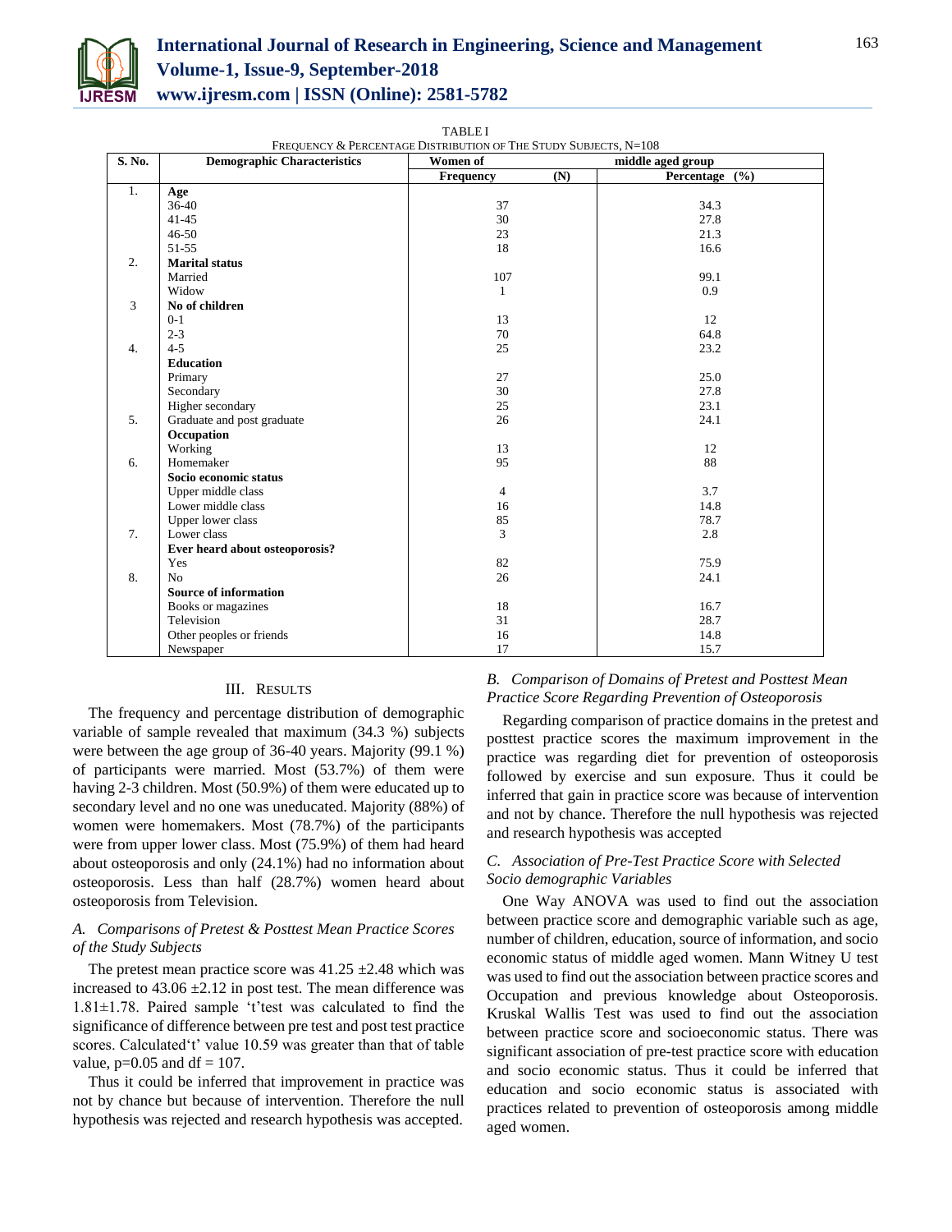TABLE I

FREQUENCY & PERCENTAGE DISTRIBUTION OF THE STUDY SUBJECTS, N=108

| S. No. | Demographic Characteristics | Women of middle aged group | |
|---|---|---|---|
| | | Frequency (N) | Percentage (%) |
| 1. | **Age** | | |
| | 36-40 | 37 | 34.3 |
| | 41-45 | 30 | 27.8 |
| | 46-50 | 23 | 21.3 |
| | 51-55 | 18 | 16.6 |
| 2. | **Marital status** | | |
| | Married | 107 | 99.1 |
| | Widow | 1 | 0.9 |
| 3 | **No of children** | | |
| | 0-1 | 13 | 12 |
| | 2-3 | 70 | 64.8 |
| 4. | 4-5 | 25 | 23.2 |
| | **Education** | | |
| | Primary | 27 | 25.0 |
| | Secondary | 30 | 27.8 |
| | Higher secondary | 25 | 23.1 |
| 5. | Graduate and post graduate | 26 | 24.1 |
| | **Occupation** | | |
| | Working | 13 | 12 |
| 6. | Homemaker | 95 | 88 |
| | **Socio economic status** | | |
| | Upper middle class | 4 | 3.7 |
| | Lower middle class | 16 | 14.8 |
| | Upper lower class | 85 | 78.7 |
| 7. | Lower class | 3 | 2.8 |
| | **Ever heard about osteoporosis?** | | |
| | Yes | 82 | 75.9 |
| 8. | No | 26 | 24.1 |
| | **Source of information** | | |
| | Books or magazines | 18 | 16.7 |
| | Television | 31 | 28.7 |
| | Other peoples or friends | 16 | 14.8 |
| | Newspaper | 17 | 15.7 |

## III. RESULTS

The frequency and percentage distribution of demographic variable of sample revealed that maximum (34.3 %) subjects were between the age group of 36-40 years. Majority (99.1 %) of participants were married. Most (53.7%) of them were having 2-3 children. Most (50.9%) of them were educated up to secondary level and no one was uneducated. Majority (88%) of women were homemakers. Most (78.7%) of the participants were from upper lower class. Most (75.9%) of them had heard about osteoporosis and only (24.1%) had no information about osteoporosis. Less than half (28.7%) women heard about osteoporosis from Television.

### *A. Comparisons of Pretest & Posttest Mean Practice Scores of the Study Subjects*

The pretest mean practice score was $41.25 \pm 2.48$ which was increased to $43.06 \pm 2.12$ in post test. The mean difference was $1.81 \pm 1.78$. Paired sample 't'test was calculated to find the significance of difference between pre test and post test practice scores. Calculated't' value 10.59 was greater than that of table value, $p=0.05$ and $df = 107$.

Thus it could be inferred that improvement in practice was not by chance but because of intervention. Therefore the null hypothesis was rejected and research hypothesis was accepted.

### *B. Comparison of Domains of Pretest and Posttest Mean Practice Score Regarding Prevention of Osteoporosis*

Regarding comparison of practice domains in the pretest and posttest practice scores the maximum improvement in the practice was regarding diet for prevention of osteoporosis followed by exercise and sun exposure. Thus it could be inferred that gain in practice score was because of intervention and not by chance. Therefore the null hypothesis was rejected and research hypothesis was accepted

### *C. Association of Pre-Test Practice Score with Selected Socio demographic Variables*

One Way ANOVA was used to find out the association between practice score and demographic variable such as age, number of children, education, source of information, and socio economic status of middle aged women. Mann Witney U test was used to find out the association between practice scores and Occupation and previous knowledge about Osteoporosis. Kruskal Wallis Test was used to find out the association between practice score and socioeconomic status. There was significant association of pre-test practice score with education and socio economic status. Thus it could be inferred that education and socio economic status is associated with practices related to prevention of osteoporosis among middle aged women.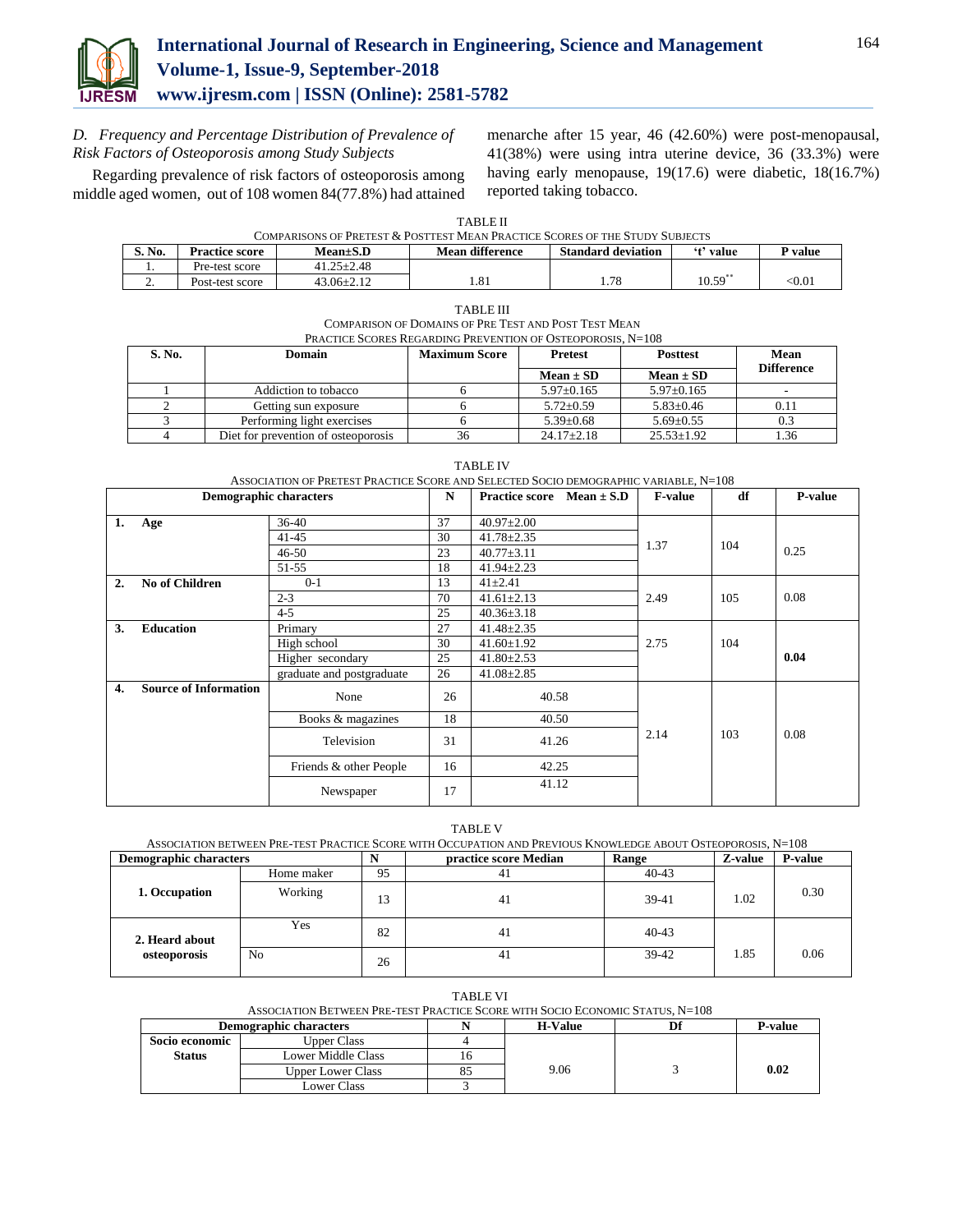### D. Frequency and Percentage Distribution of Prevalence of Risk Factors of Osteoporosis among Study Subjects

Regarding prevalence of risk factors of osteoporosis among middle aged women, out of 108 women 84(77.8%) had attained menarche after 15 year, 46 (42.60%) were post-menopausal, 41(38%) were using intra uterine device, 36 (33.3%) were having early menopause, 19(17.6) were diabetic, 18(16.7%) reported taking tobacco.

TABLE II
COMPARISONS OF PRETEST & POSTTEST MEAN PRACTICE SCORES OF THE STUDY SUBJECTS

| S. No. | Practice score | Mean±S.D | Mean difference | Standard deviation | 't' value | P value |
|---|---|---|---|---|---|---|
| 1. | Pre-test score | 41.25±2.48 | 1.81 | 1.78 | $10.59^{**}$ | <0.01 |
| 2. | Post-test score | 43.06±2.12 | | | | |

TABLE III
COMPARISON OF DOMAINS OF PRE TEST AND POST TEST MEAN PRACTICE SCORES REGARDING PREVENTION OF OSTEOPOROSIS, N=108

| S. No. | Domain | Maximum Score | Pretest | Posttest | Mean Difference |
|---|---|---|---|---|---|
| | | | Mean ± SD | Mean ± SD | |
| 1 | Addiction to tobacco | 6 | 5.97±0.165 | 5.97±0.165 | - |
| 2 | Getting sun exposure | 6 | 5.72±0.59 | 5.83±0.46 | 0.11 |
| 3 | Performing light exercises | 6 | 5.39±0.68 | 5.69±0.55 | 0.3 |
| 4 | Diet for prevention of osteoporosis | 36 | 24.17±2.18 | 25.53±1.92 | 1.36 |

TABLE IV
ASSOCIATION OF PRETEST PRACTICE SCORE AND SELECTED SOCIO DEMOGRAPHIC VARIABLE, N=108

| Demographic characters | | N | Practice score Mean ± S.D | F-value | df | P-value |
|---|---|---|---|---|---|---|
| 1. Age | 36-40 | 37 | 40.97±2.00 | 1.37 | 104 | 0.25 |
| | 41-45 | 30 | 41.78±2.35 | | | |
| | 46-50 | 23 | 40.77±3.11 | | | |
| | 51-55 | 18 | 41.94±2.23 | | | |
| 2. No of Children | 0-1 | 13 | 41±2.41 | 2.49 | 105 | 0.08 |
| | 2-3 | 70 | 41.61±2.13 | | | |
| | 4-5 | 25 | 40.36±3.18 | | | |
| 3. Education | Primary | 27 | 41.48±2.35 | 2.75 | 104 | **0.04** |
| | High school | 30 | 41.60±1.92 | | | |
| | Higher secondary | 25 | 41.80±2.53 | | | |
| | graduate and postgraduate | 26 | 41.08±2.85 | | | |
| 4. Source of Information | None | 26 | 40.58 | 2.14 | 103 | 0.08 |
| | Books & magazines | 18 | 40.50 | | | |
| | Television | 31 | 41.26 | | | |
| | Friends & other People | 16 | 42.25 | | | |
| | Newspaper | 17 | 41.12 | | | |

TABLE V
ASSOCIATION BETWEEN PRE-TEST PRACTICE SCORE WITH OCCUPATION AND PREVIOUS KNOWLEDGE ABOUT OSTEOPOROSIS, N=108

| Demographic characters | | N | practice score Median | Range | Z-value | P-value |
|---|---|---|---|---|---|---|
| 1. Occupation | Home maker | 95 | 41 | 40-43 | 1.02 | 0.30 |
| | Working | 13 | 41 | 39-41 | | |
| 2. Heard about osteoporosis | Yes | 82 | 41 | 40-43 | 1.85 | 0.06 |
| | No | 26 | 41 | 39-42 | | |

TABLE VI
ASSOCIATION BETWEEN PRE-TEST PRACTICE SCORE WITH SOCIO ECONOMIC STATUS, N=108

| Demographic characters | | N | H-Value | Df | P-value |
|---|---|---|---|---|---|
| Socio economic Status | Upper Class | 4 | 9.06 | 3 | **0.02** |
| | Lower Middle Class | 16 | | | |
| | Upper Lower Class | 85 | | | |
| | Lower Class | 3 | | | |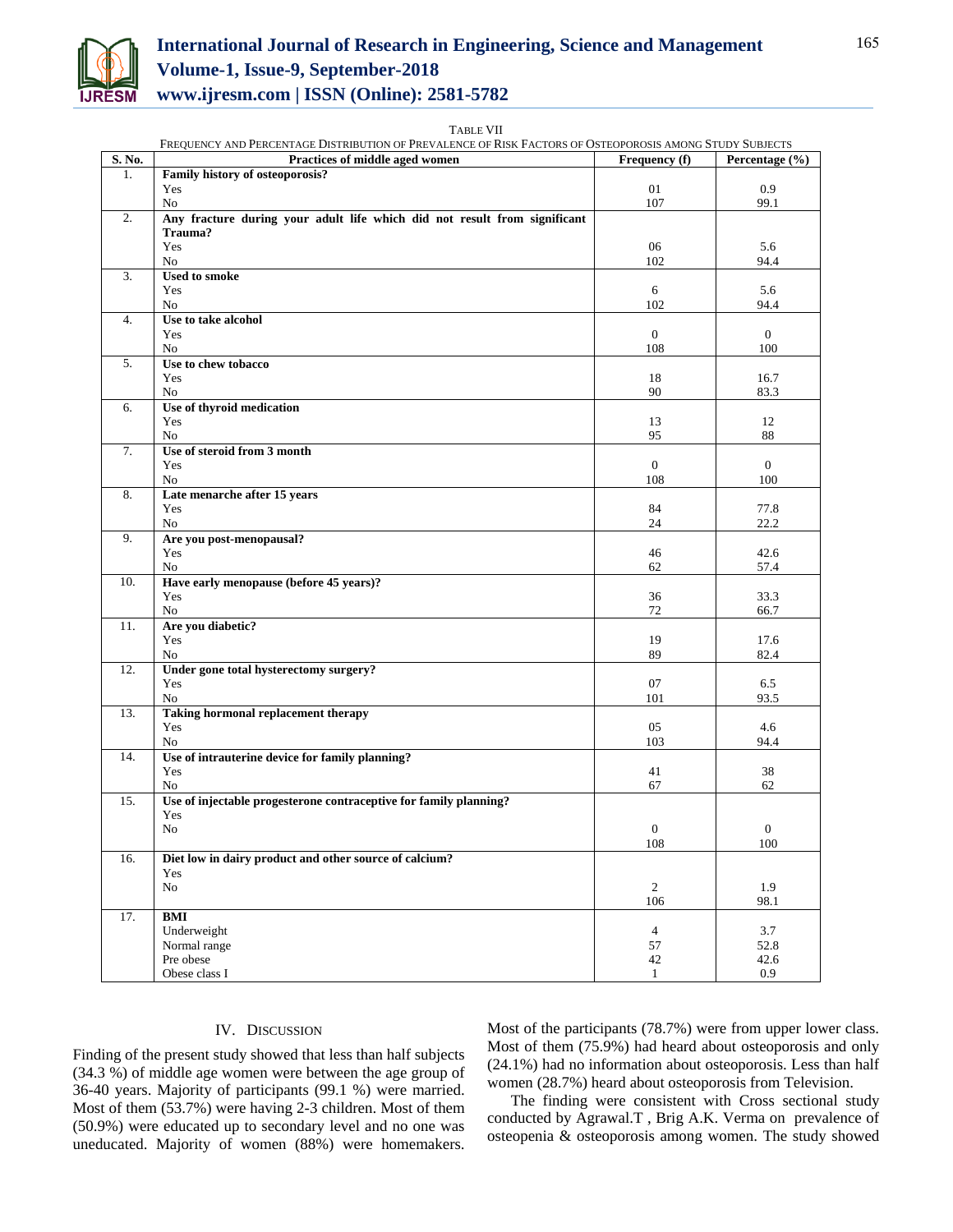TABLE VII

FREQUENCY AND PERCENTAGE DISTRIBUTION OF PREVALENCE OF RISK FACTORS OF OSTEOPOROSIS AMONG STUDY SUBJECTS

| S. No. | Practices of middle aged women | Frequency (f) | Percentage (%) |
|---|---|---|---|
| 1. | **Family history of osteoporosis?** | | |
| | Yes | 01 | 0.9 |
| | No | 107 | 99.1 |
| 2. | **Any fracture during your adult life which did not result from significant Trauma?** | | |
| | Yes | 06 | 5.6 |
| | No | 102 | 94.4 |
| 3. | **Used to smoke** | | |
| | Yes | 6 | 5.6 |
| | No | 102 | 94.4 |
| 4. | **Use to take alcohol** | | |
| | Yes | 0 | 0 |
| | No | 108 | 100 |
| 5. | **Use to chew tobacco** | | |
| | Yes | 18 | 16.7 |
| | No | 90 | 83.3 |
| 6. | **Use of thyroid medication** | | |
| | Yes | 13 | 12 |
| | No | 95 | 88 |
| 7. | **Use of steroid from 3 month** | | |
| | Yes | 0 | 0 |
| | No | 108 | 100 |
| 8. | **Late menarche after 15 years** | | |
| | Yes | 84 | 77.8 |
| | No | 24 | 22.2 |
| 9. | **Are you post-menopausal?** | | |
| | Yes | 46 | 42.6 |
| | No | 62 | 57.4 |
| 10. | **Have early menopause (before 45 years)?** | | |
| | Yes | 36 | 33.3 |
| | No | 72 | 66.7 |
| 11. | **Are you diabetic?** | | |
| | Yes | 19 | 17.6 |
| | No | 89 | 82.4 |
| 12. | **Under gone total hysterectomy surgery?** | | |
| | Yes | 07 | 6.5 |
| | No | 101 | 93.5 |
| 13. | **Taking hormonal replacement therapy** | | |
| | Yes | 05 | 4.6 |
| | No | 103 | 94.4 |
| 14. | **Use of intrauterine device for family planning?** | | |
| | Yes | 41 | 38 |
| | No | 67 | 62 |
| 15. | **Use of injectable progesterone contraceptive for family planning?** | | |
| | Yes | 0 | 0 |
| | No | 108 | 100 |
| 16. | **Diet low in dairy product and other source of calcium?** | | |
| | Yes | 2 | 1.9 |
| | No | 106 | 98.1 |
| 17. | **BMI** | | |
| | Underweight | 4 | 3.7 |
| | Normal range | 57 | 52.8 |
| | Pre obese | 42 | 42.6 |
| | Obese class I | 1 | 0.9 |

## IV. DISCUSSION

Finding of the present study showed that less than half subjects (34.3 %) of middle age women were between the age group of 36-40 years. Majority of participants (99.1 %) were married. Most of them (53.7%) were having 2-3 children. Most of them (50.9%) were educated up to secondary level and no one was uneducated. Majority of women (88%) were homemakers. Most of the participants (78.7%) were from upper lower class. Most of them (75.9%) had heard about osteoporosis and only (24.1%) had no information about osteoporosis. Less than half women (28.7%) heard about osteoporosis from Television.

The finding were consistent with Cross sectional study conducted by Agrawal.T , Brig A.K. Verma on prevalence of osteopenia & osteoporosis among women. The study showed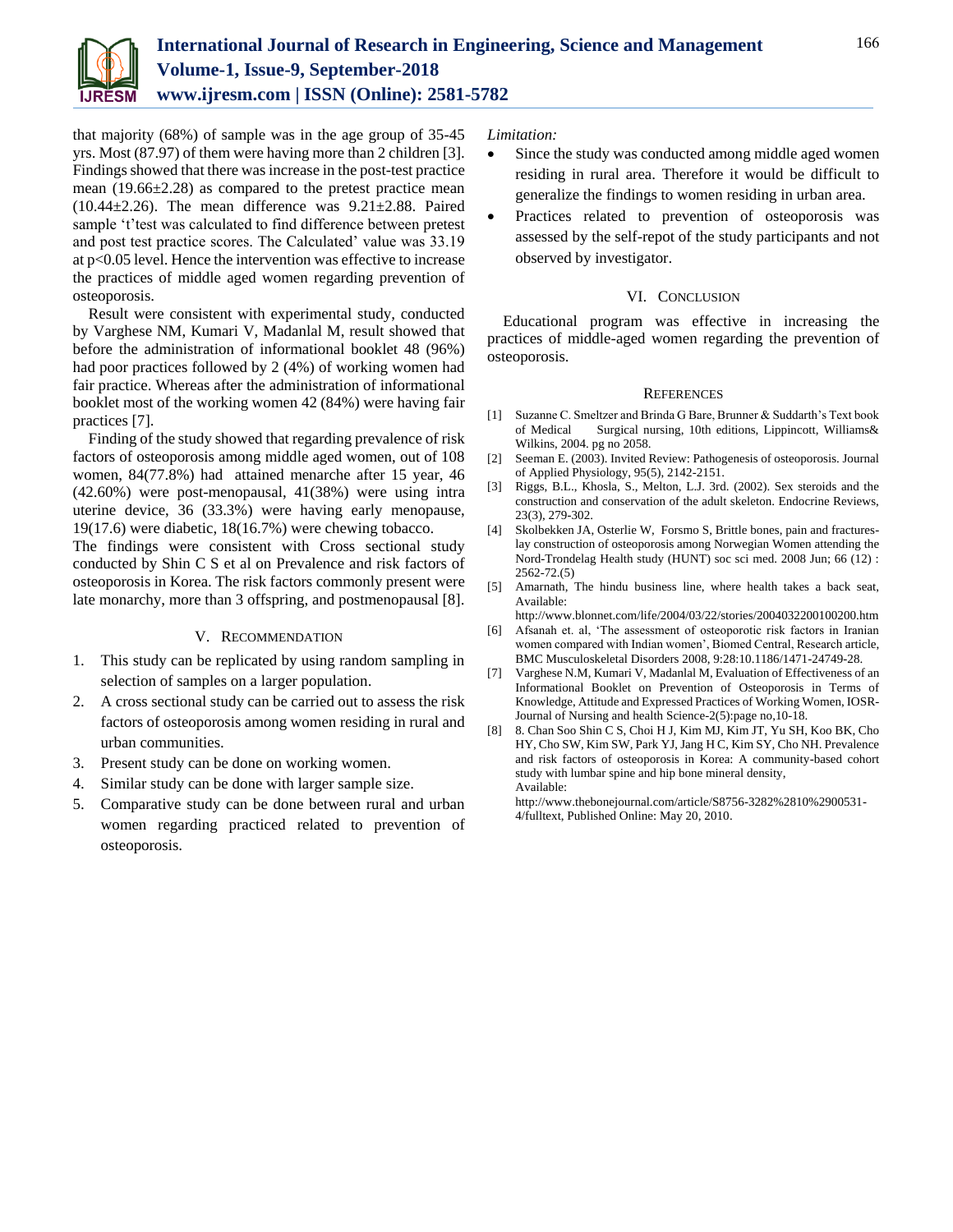that majority (68%) of sample was in the age group of 35-45 yrs. Most (87.97) of them were having more than 2 children [3]. Findings showed that there was increase in the post-test practice mean (19.66±2.28) as compared to the pretest practice mean (10.44±2.26). The mean difference was 9.21±2.88. Paired sample 't'test was calculated to find difference between pretest and post test practice scores. The Calculated' value was 33.19 at $p<0.05$ level. Hence the intervention was effective to increase the practices of middle aged women regarding prevention of osteoporosis.

Result were consistent with experimental study, conducted by Varghese NM, Kumari V, Madanlal M, result showed that before the administration of informational booklet 48 (96%) had poor practices followed by 2 (4%) of working women had fair practice. Whereas after the administration of informational booklet most of the working women 42 (84%) were having fair practices [7].

Finding of the study showed that regarding prevalence of risk factors of osteoporosis among middle aged women, out of 108 women, 84(77.8%) had attained menarche after 15 year, 46 (42.60%) were post-menopausal, 41(38%) were using intra uterine device, 36 (33.3%) were having early menopause, 19(17.6) were diabetic, 18(16.7%) were chewing tobacco.

The findings were consistent with Cross sectional study conducted by Shin C S et al on Prevalence and risk factors of osteoporosis in Korea. The risk factors commonly present were late monarchy, more than 3 offspring, and postmenopausal [8].

## V. Recommendation

1. This study can be replicated by using random sampling in selection of samples on a larger population.
2. A cross sectional study can be carried out to assess the risk factors of osteoporosis among women residing in rural and urban communities.
3. Present study can be done on working women.
4. Similar study can be done with larger sample size.
5. Comparative study can be done between rural and urban women regarding practiced related to prevention of osteoporosis.

*Limitation:*

- Since the study was conducted among middle aged women residing in rural area. Therefore it would be difficult to generalize the findings to women residing in urban area.
- Practices related to prevention of osteoporosis was assessed by the self-repot of the study participants and not observed by investigator.

## VI. Conclusion

Educational program was effective in increasing the practices of middle-aged women regarding the prevention of osteoporosis.

## References

[1] Suzanne C. Smeltzer and Brinda G Bare, Brunner & Suddarth's Text book of Medical Surgical nursing, 10th editions, Lippincott, Williams& Wilkins, 2004. pg no 2058.

[2] Seeman E. (2003). Invited Review: Pathogenesis of osteoporosis. Journal of Applied Physiology, 95(5), 2142-2151.

[3] Riggs, B.L., Khosla, S., Melton, L.J. 3rd. (2002). Sex steroids and the construction and conservation of the adult skeleton. Endocrine Reviews, 23(3), 279-302.

[4] Skolbekken JA, Osterlie W, Forsmo S, Brittle bones, pain and fractures-lay construction of osteoporosis among Norwegian Women attending the Nord-Trondelag Health study (HUNT) soc sci med. 2008 Jun; 66 (12) : 2562-72.(5)

[5] Amarnath, The hindu business line, where health takes a back seat, Available: http://www.blonnet.com/life/2004/03/22/stories/2004032200100200.htm

[6] Afsanah et. al, 'The assessment of osteoporotic risk factors in Iranian women compared with Indian women', Biomed Central, Research article, BMC Musculoskeletal Disorders 2008, 9:28:10.1186/1471-24749-28.

[7] Varghese N.M, Kumari V, Madanlal M, Evaluation of Effectiveness of an Informational Booklet on Prevention of Osteoporosis in Terms of Knowledge, Attitude and Expressed Practices of Working Women, IOSR-Journal of Nursing and health Science-2(5):page no,10-18.

[8] 8. Chan Soo Shin C S, Choi H J, Kim MJ, Kim JT, Yu SH, Koo BK, Cho HY, Cho SW, Kim SW, Park YJ, Jang H C, Kim SY, Cho NH. Prevalence and risk factors of osteoporosis in Korea: A community-based cohort study with lumbar spine and hip bone mineral density, Available: http://www.thebonejournal.com/article/S8756-3282%2810%2900531-4/fulltext, Published Online: May 20, 2010.